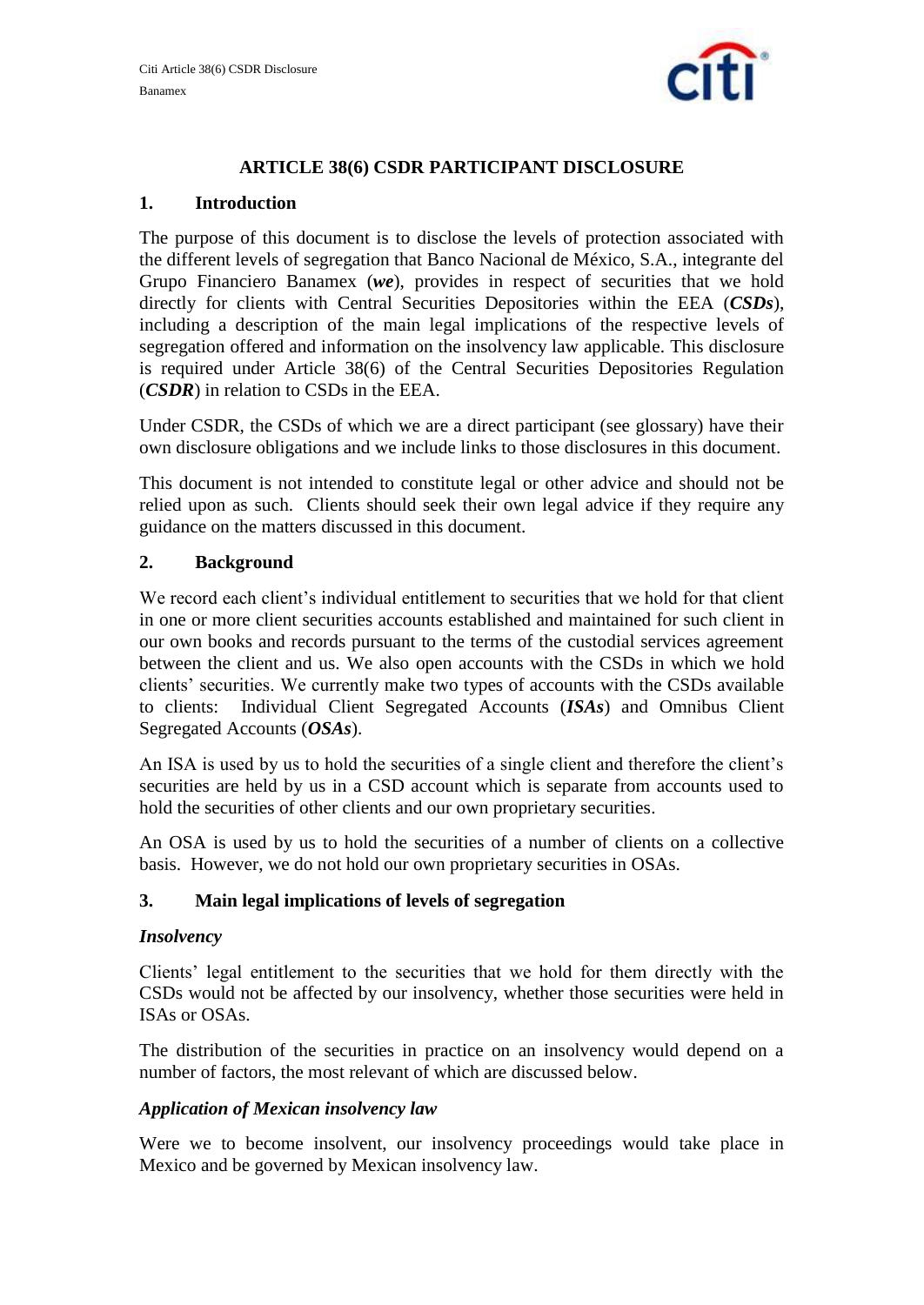# ARTICLE 38(6) CSDR PARTICIPANT DISCLOSURE

## 1. Introduction

The purpose of this document is to disclose the levels of protection associated with the different levels of segregation that Banco Nacional de México, S.A., integrante del Grupo Financiero Banamex (***we***), provides in respect of securities that we hold directly for clients with Central Securities Depositories within the EEA (***CSDs***), including a description of the main legal implications of the respective levels of segregation offered and information on the insolvency law applicable. This disclosure is required under Article 38(6) of the Central Securities Depositories Regulation (***CSDR***) in relation to CSDs in the EEA.

Under CSDR, the CSDs of which we are a direct participant (see glossary) have their own disclosure obligations and we include links to those disclosures in this document.

This document is not intended to constitute legal or other advice and should not be relied upon as such. Clients should seek their own legal advice if they require any guidance on the matters discussed in this document.

## 2. Background

We record each client's individual entitlement to securities that we hold for that client in one or more client securities accounts established and maintained for such client in our own books and records pursuant to the terms of the custodial services agreement between the client and us. We also open accounts with the CSDs in which we hold clients' securities. We currently make two types of accounts with the CSDs available to clients: Individual Client Segregated Accounts (***ISAs***) and Omnibus Client Segregated Accounts (***OSAs***).

An ISA is used by us to hold the securities of a single client and therefore the client's securities are held by us in a CSD account which is separate from accounts used to hold the securities of other clients and our own proprietary securities.

An OSA is used by us to hold the securities of a number of clients on a collective basis. However, we do not hold our own proprietary securities in OSAs.

## 3. Main legal implications of levels of segregation

### *Insolvency*

Clients' legal entitlement to the securities that we hold for them directly with the CSDs would not be affected by our insolvency, whether those securities were held in ISAs or OSAs.

The distribution of the securities in practice on an insolvency would depend on a number of factors, the most relevant of which are discussed below.

### *Application of Mexican insolvency law*

Were we to become insolvent, our insolvency proceedings would take place in Mexico and be governed by Mexican insolvency law.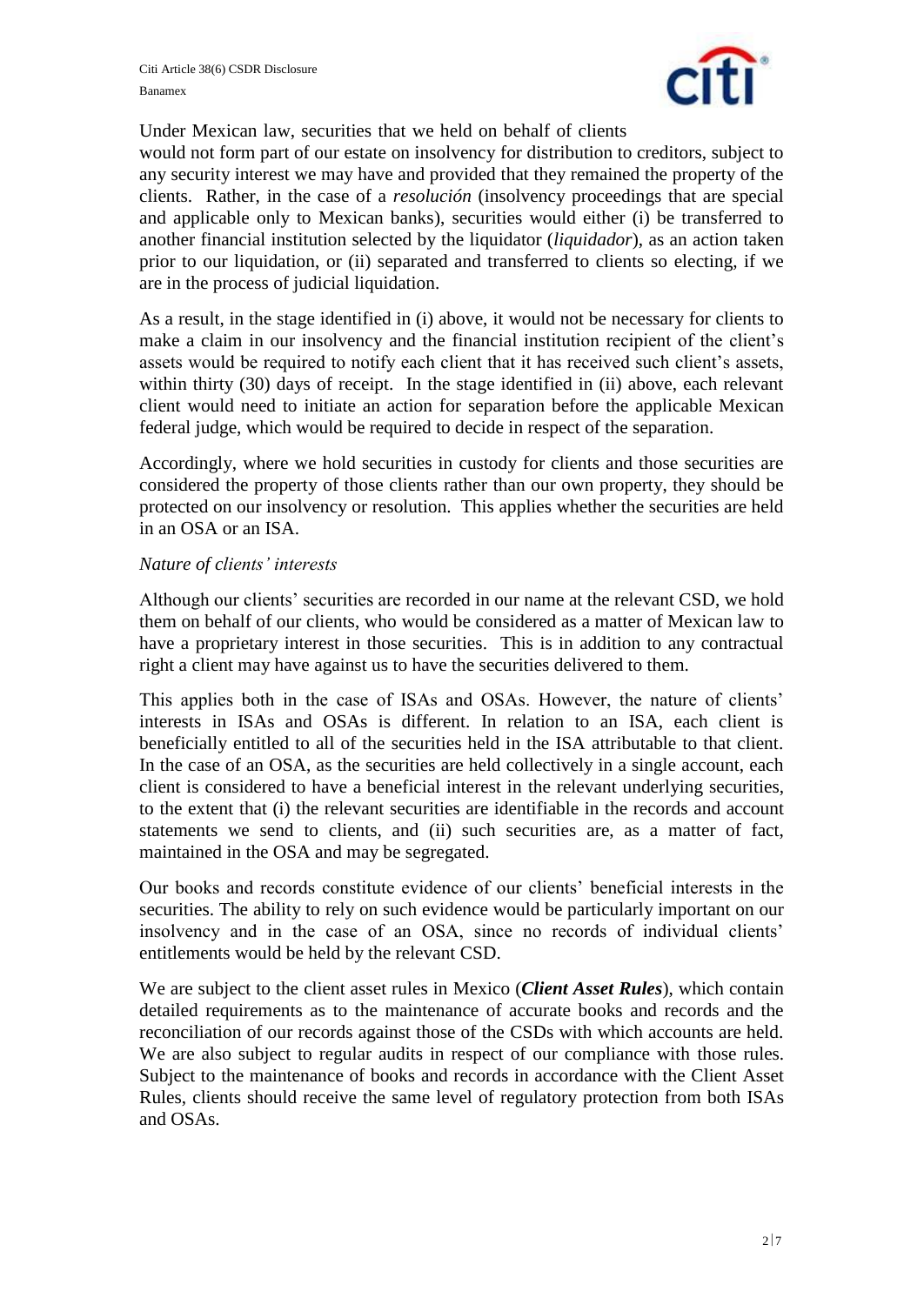Under Mexican law, securities that we held on behalf of clients would not form part of our estate on insolvency for distribution to creditors, subject to any security interest we may have and provided that they remained the property of the clients. Rather, in the case of a *resolución* (insolvency proceedings that are special and applicable only to Mexican banks), securities would either (i) be transferred to another financial institution selected by the liquidator (*liquidador*), as an action taken prior to our liquidation, or (ii) separated and transferred to clients so electing, if we are in the process of judicial liquidation.

As a result, in the stage identified in (i) above, it would not be necessary for clients to make a claim in our insolvency and the financial institution recipient of the client's assets would be required to notify each client that it has received such client's assets, within thirty (30) days of receipt. In the stage identified in (ii) above, each relevant client would need to initiate an action for separation before the applicable Mexican federal judge, which would be required to decide in respect of the separation.

Accordingly, where we hold securities in custody for clients and those securities are considered the property of those clients rather than our own property, they should be protected on our insolvency or resolution. This applies whether the securities are held in an OSA or an ISA.

*Nature of clients' interests*

Although our clients' securities are recorded in our name at the relevant CSD, we hold them on behalf of our clients, who would be considered as a matter of Mexican law to have a proprietary interest in those securities. This is in addition to any contractual right a client may have against us to have the securities delivered to them.

This applies both in the case of ISAs and OSAs. However, the nature of clients' interests in ISAs and OSAs is different. In relation to an ISA, each client is beneficially entitled to all of the securities held in the ISA attributable to that client. In the case of an OSA, as the securities are held collectively in a single account, each client is considered to have a beneficial interest in the relevant underlying securities, to the extent that (i) the relevant securities are identifiable in the records and account statements we send to clients, and (ii) such securities are, as a matter of fact, maintained in the OSA and may be segregated.

Our books and records constitute evidence of our clients' beneficial interests in the securities. The ability to rely on such evidence would be particularly important on our insolvency and in the case of an OSA, since no records of individual clients' entitlements would be held by the relevant CSD.

We are subject to the client asset rules in Mexico (***Client Asset Rules***), which contain detailed requirements as to the maintenance of accurate books and records and the reconciliation of our records against those of the CSDs with which accounts are held. We are also subject to regular audits in respect of our compliance with those rules. Subject to the maintenance of books and records in accordance with the Client Asset Rules, clients should receive the same level of regulatory protection from both ISAs and OSAs.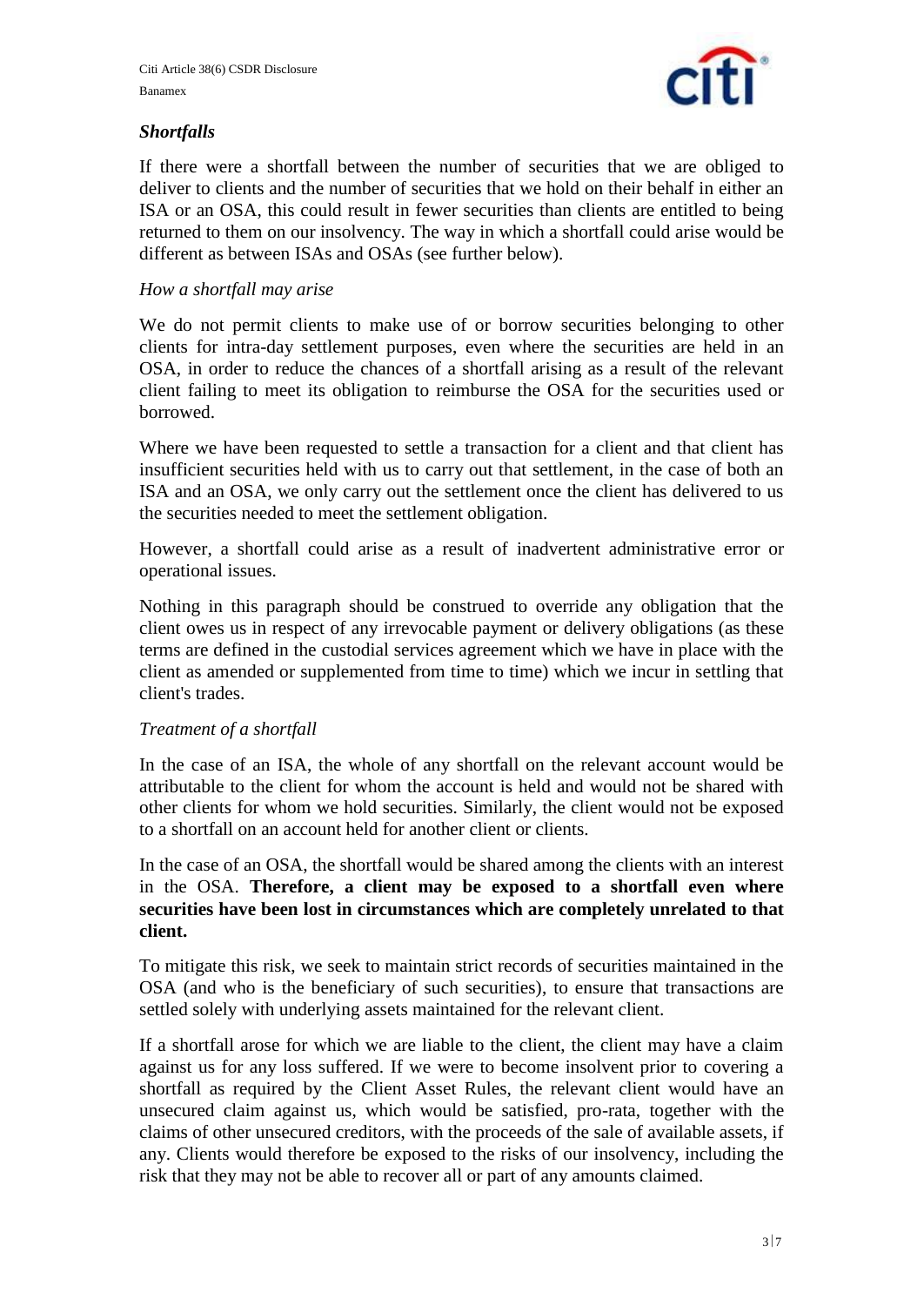### *Shortfalls*

If there were a shortfall between the number of securities that we are obliged to deliver to clients and the number of securities that we hold on their behalf in either an ISA or an OSA, this could result in fewer securities than clients are entitled to being returned to them on our insolvency. The way in which a shortfall could arise would be different as between ISAs and OSAs (see further below).

*How a shortfall may arise*

We do not permit clients to make use of or borrow securities belonging to other clients for intra-day settlement purposes, even where the securities are held in an OSA, in order to reduce the chances of a shortfall arising as a result of the relevant client failing to meet its obligation to reimburse the OSA for the securities used or borrowed.

Where we have been requested to settle a transaction for a client and that client has insufficient securities held with us to carry out that settlement, in the case of both an ISA and an OSA, we only carry out the settlement once the client has delivered to us the securities needed to meet the settlement obligation.

However, a shortfall could arise as a result of inadvertent administrative error or operational issues.

Nothing in this paragraph should be construed to override any obligation that the client owes us in respect of any irrevocable payment or delivery obligations (as these terms are defined in the custodial services agreement which we have in place with the client as amended or supplemented from time to time) which we incur in settling that client's trades.

*Treatment of a shortfall*

In the case of an ISA, the whole of any shortfall on the relevant account would be attributable to the client for whom the account is held and would not be shared with other clients for whom we hold securities. Similarly, the client would not be exposed to a shortfall on an account held for another client or clients.

In the case of an OSA, the shortfall would be shared among the clients with an interest in the OSA. **Therefore, a client may be exposed to a shortfall even where securities have been lost in circumstances which are completely unrelated to that client.**

To mitigate this risk, we seek to maintain strict records of securities maintained in the OSA (and who is the beneficiary of such securities), to ensure that transactions are settled solely with underlying assets maintained for the relevant client.

If a shortfall arose for which we are liable to the client, the client may have a claim against us for any loss suffered. If we were to become insolvent prior to covering a shortfall as required by the Client Asset Rules, the relevant client would have an unsecured claim against us, which would be satisfied, pro-rata, together with the claims of other unsecured creditors, with the proceeds of the sale of available assets, if any. Clients would therefore be exposed to the risks of our insolvency, including the risk that they may not be able to recover all or part of any amounts claimed.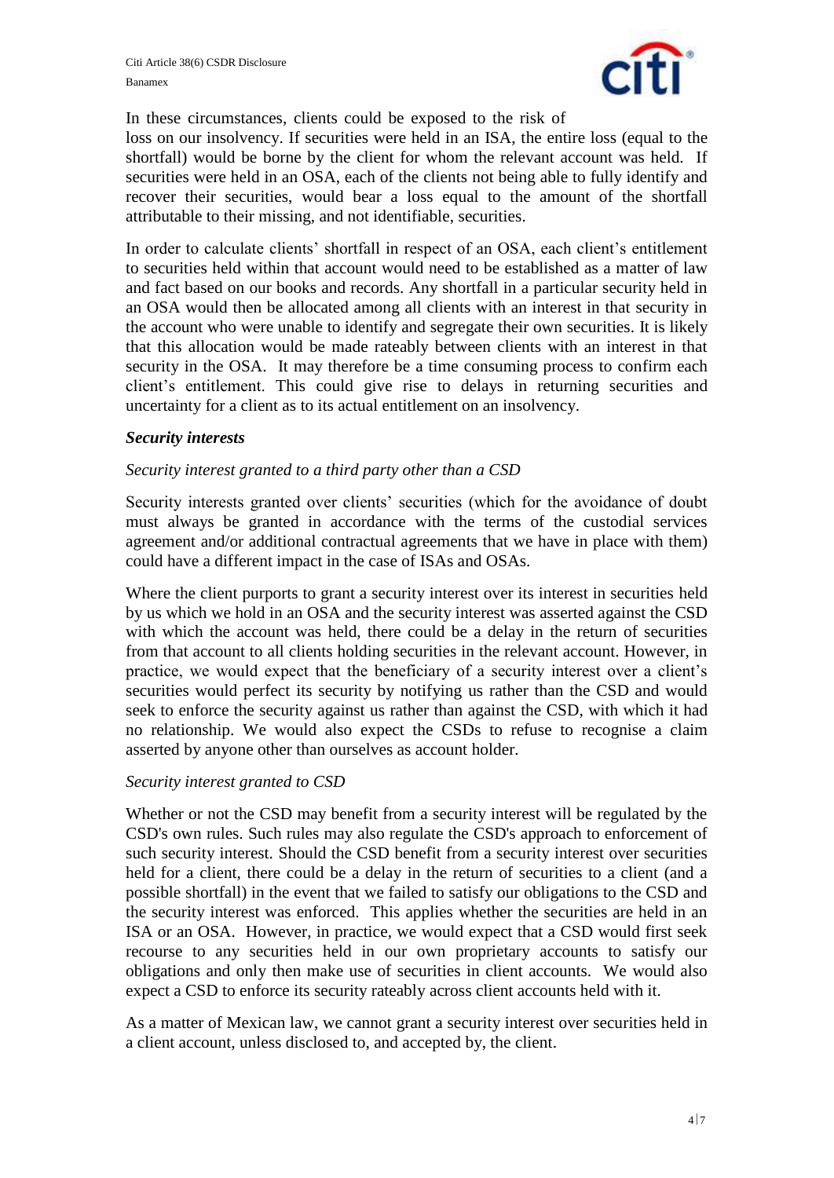In these circumstances, clients could be exposed to the risk of loss on our insolvency. If securities were held in an ISA, the entire loss (equal to the shortfall) would be borne by the client for whom the relevant account was held. If securities were held in an OSA, each of the clients not being able to fully identify and recover their securities, would bear a loss equal to the amount of the shortfall attributable to their missing, and not identifiable, securities.

In order to calculate clients' shortfall in respect of an OSA, each client's entitlement to securities held within that account would need to be established as a matter of law and fact based on our books and records. Any shortfall in a particular security held in an OSA would then be allocated among all clients with an interest in that security in the account who were unable to identify and segregate their own securities. It is likely that this allocation would be made rateably between clients with an interest in that security in the OSA. It may therefore be a time consuming process to confirm each client's entitlement. This could give rise to delays in returning securities and uncertainty for a client as to its actual entitlement on an insolvency.

***Security interests***

*Security interest granted to a third party other than a CSD*

Security interests granted over clients' securities (which for the avoidance of doubt must always be granted in accordance with the terms of the custodial services agreement and/or additional contractual agreements that we have in place with them) could have a different impact in the case of ISAs and OSAs.

Where the client purports to grant a security interest over its interest in securities held by us which we hold in an OSA and the security interest was asserted against the CSD with which the account was held, there could be a delay in the return of securities from that account to all clients holding securities in the relevant account. However, in practice, we would expect that the beneficiary of a security interest over a client's securities would perfect its security by notifying us rather than the CSD and would seek to enforce the security against us rather than against the CSD, with which it had no relationship. We would also expect the CSDs to refuse to recognise a claim asserted by anyone other than ourselves as account holder.

*Security interest granted to CSD*

Whether or not the CSD may benefit from a security interest will be regulated by the CSD's own rules. Such rules may also regulate the CSD's approach to enforcement of such security interest. Should the CSD benefit from a security interest over securities held for a client, there could be a delay in the return of securities to a client (and a possible shortfall) in the event that we failed to satisfy our obligations to the CSD and the security interest was enforced. This applies whether the securities are held in an ISA or an OSA. However, in practice, we would expect that a CSD would first seek recourse to any securities held in our own proprietary accounts to satisfy our obligations and only then make use of securities in client accounts. We would also expect a CSD to enforce its security rateably across client accounts held with it.

As a matter of Mexican law, we cannot grant a security interest over securities held in a client account, unless disclosed to, and accepted by, the client.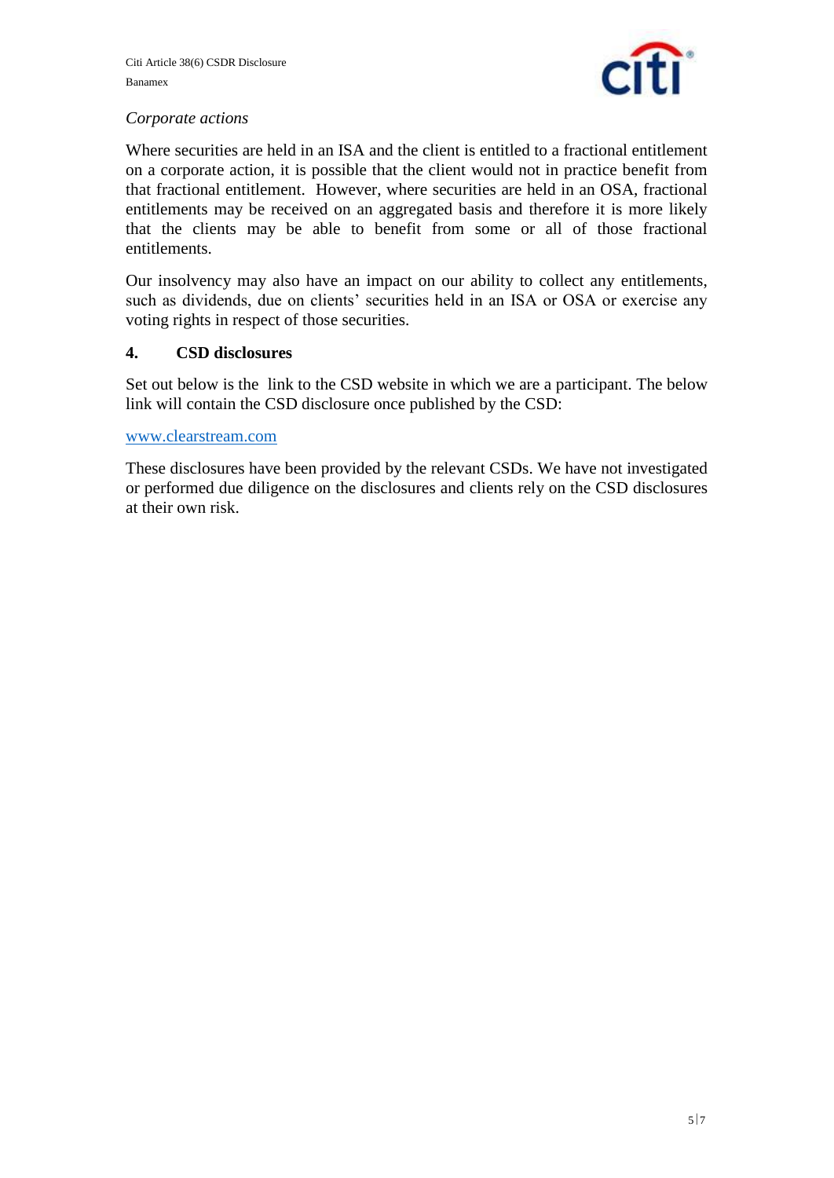*Corporate actions*

Where securities are held in an ISA and the client is entitled to a fractional entitlement on a corporate action, it is possible that the client would not in practice benefit from that fractional entitlement. However, where securities are held in an OSA, fractional entitlements may be received on an aggregated basis and therefore it is more likely that the clients may be able to benefit from some or all of those fractional entitlements.

Our insolvency may also have an impact on our ability to collect any entitlements, such as dividends, due on clients' securities held in an ISA or OSA or exercise any voting rights in respect of those securities.

## 4. CSD disclosures

Set out below is the link to the CSD website in which we are a participant. The below link will contain the CSD disclosure once published by the CSD:

www.clearstream.com

These disclosures have been provided by the relevant CSDs. We have not investigated or performed due diligence on the disclosures and clients rely on the CSD disclosures at their own risk.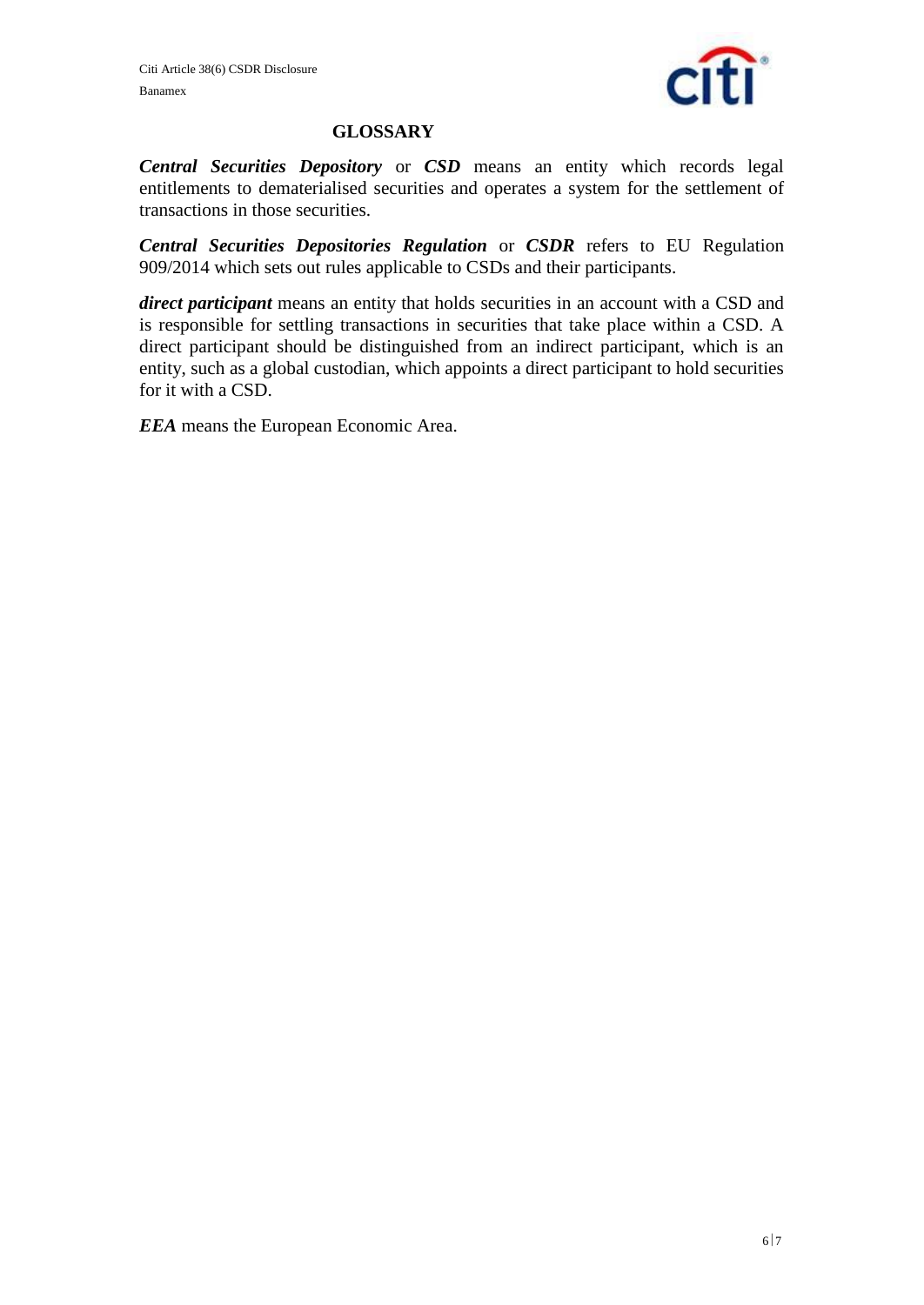## GLOSSARY

***Central Securities Depository*** or ***CSD*** means an entity which records legal entitlements to dematerialised securities and operates a system for the settlement of transactions in those securities.

***Central Securities Depositories Regulation*** or ***CSDR*** refers to EU Regulation 909/2014 which sets out rules applicable to CSDs and their participants.

***direct participant*** means an entity that holds securities in an account with a CSD and is responsible for settling transactions in securities that take place within a CSD. A direct participant should be distinguished from an indirect participant, which is an entity, such as a global custodian, which appoints a direct participant to hold securities for it with a CSD.

***EEA*** means the European Economic Area.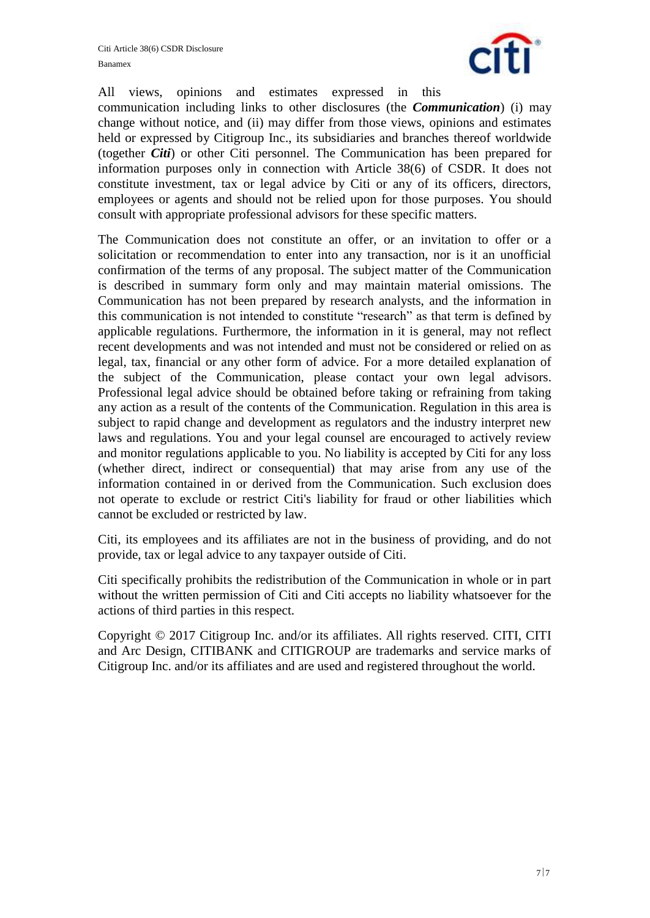All views, opinions and estimates expressed in this communication including links to other disclosures (the ***Communication***) (i) may change without notice, and (ii) may differ from those views, opinions and estimates held or expressed by Citigroup Inc., its subsidiaries and branches thereof worldwide (together ***Citi***) or other Citi personnel. The Communication has been prepared for information purposes only in connection with Article 38(6) of CSDR. It does not constitute investment, tax or legal advice by Citi or any of its officers, directors, employees or agents and should not be relied upon for those purposes. You should consult with appropriate professional advisors for these specific matters.

The Communication does not constitute an offer, or an invitation to offer or a solicitation or recommendation to enter into any transaction, nor is it an unofficial confirmation of the terms of any proposal. The subject matter of the Communication is described in summary form only and may maintain material omissions. The Communication has not been prepared by research analysts, and the information in this communication is not intended to constitute "research" as that term is defined by applicable regulations. Furthermore, the information in it is general, may not reflect recent developments and was not intended and must not be considered or relied on as legal, tax, financial or any other form of advice. For a more detailed explanation of the subject of the Communication, please contact your own legal advisors. Professional legal advice should be obtained before taking or refraining from taking any action as a result of the contents of the Communication. Regulation in this area is subject to rapid change and development as regulators and the industry interpret new laws and regulations. You and your legal counsel are encouraged to actively review and monitor regulations applicable to you. No liability is accepted by Citi for any loss (whether direct, indirect or consequential) that may arise from any use of the information contained in or derived from the Communication. Such exclusion does not operate to exclude or restrict Citi's liability for fraud or other liabilities which cannot be excluded or restricted by law.

Citi, its employees and its affiliates are not in the business of providing, and do not provide, tax or legal advice to any taxpayer outside of Citi.

Citi specifically prohibits the redistribution of the Communication in whole or in part without the written permission of Citi and Citi accepts no liability whatsoever for the actions of third parties in this respect.

Copyright © 2017 Citigroup Inc. and/or its affiliates. All rights reserved. CITI, CITI and Arc Design, CITIBANK and CITIGROUP are trademarks and service marks of Citigroup Inc. and/or its affiliates and are used and registered throughout the world.